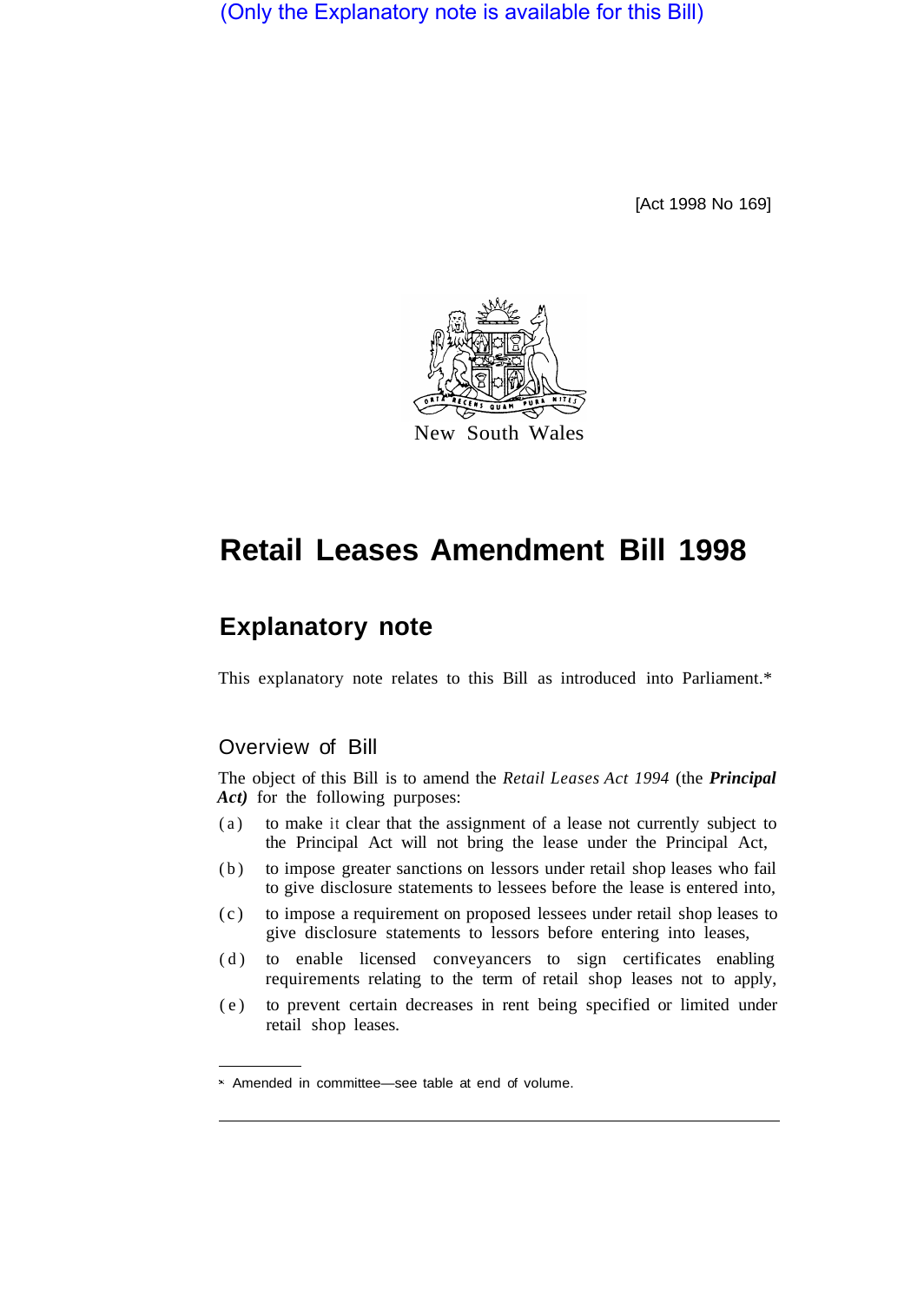(Only the Explanatory note is available for this Bill)

[Act 1998 No 169]

New South Wales

# Retail Leases Amendment Bill 1998

## Explanatory note

This explanatory note relates to this Bill as introduced into Parliament.*

### Overview of Bill

The object of this Bill is to amend the *Retail Leases Act 1994* (the ***Principal Act)*** for the following purposes:

(a) to make it clear that the assignment of a lease not currently subject to the Principal Act will not bring the lease under the Principal Act,

(b) to impose greater sanctions on lessors under retail shop leases who fail to give disclosure statements to lessees before the lease is entered into,

(c) to impose a requirement on proposed lessees under retail shop leases to give disclosure statements to lessors before entering into leases,

(d) to enable licensed conveyancers to sign certificates enabling requirements relating to the term of retail shop leases not to apply,

(e) to prevent certain decreases in rent being specified or limited under retail shop leases.

* Amended in committee—see table at end of volume.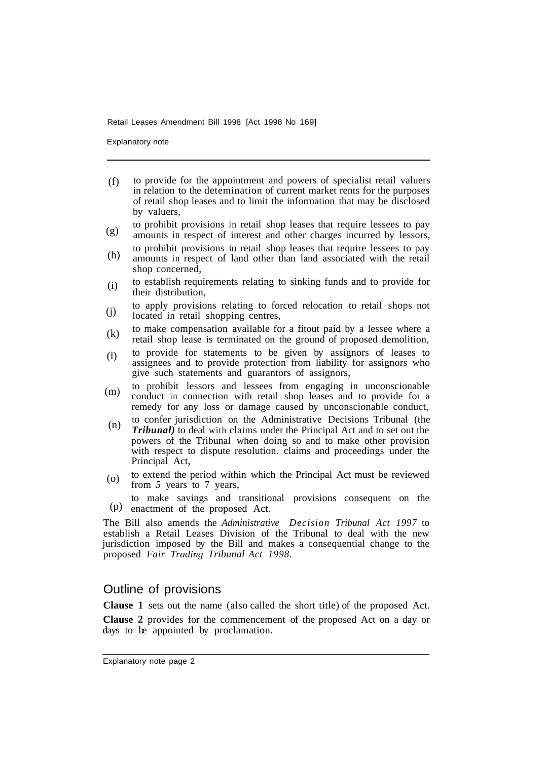(f) to provide for the appointment and powers of specialist retail valuers in relation to the detemination of current market rents for the purposes of retail shop leases and to limit the information that may be disclosed by valuers,

(g) to prohibit provisions in retail shop leases that require lessees to pay amounts in respect of interest and other charges incurred by lessors,

(h) to prohibit provisions in retail shop leases that require lessees to pay amounts in respect of land other than land associated with the retail shop concerned,

(i) to establish requirements relating to sinking funds and to provide for their distribution,

(j) to apply provisions relating to forced relocation to retail shops not located in retail shopping centres,

(k) to make compensation available for a fitout paid by a lessee where a retail shop lease is terminated on the ground of proposed demolition,

(l) to provide for statements to be given by assignors of leases to assignees and to provide protection from liability for assignors who give such statements and guarantors of assignors,

(m) to prohibit lessors and lessees from engaging in unconscionable conduct in connection with retail shop leases and to provide for a remedy for any loss or damage caused by unconscionable conduct,

(n) to confer jurisdiction on the Administrative Decisions Tribunal (the ***Tribunal)*** to deal with claims under the Principal Act and to set out the powers of the Tribunal when doing so and to make other provision with respect to dispute resolution. claims and proceedings under the Principal Act,

(o) to extend the period within which the Principal Act must be reviewed from *5* years to 7 years,

(p) to make savings and transitional provisions consequent on the enactment of the proposed Act.

The Bill also amends the *Administrative Decision Tribunal Act 1997* to establish a Retail Leases Division of the Tribunal to deal with the new jurisdiction imposed by the Bill and makes a consequential change to the proposed *Fair Trading Tribunal Act 1998*.

## Outline of provisions

**Clause 1** sets out the name (also called the short title) of the proposed Act.

**Clause 2** provides for the commencement of the proposed Act on a day or days to be appointed by proclamation.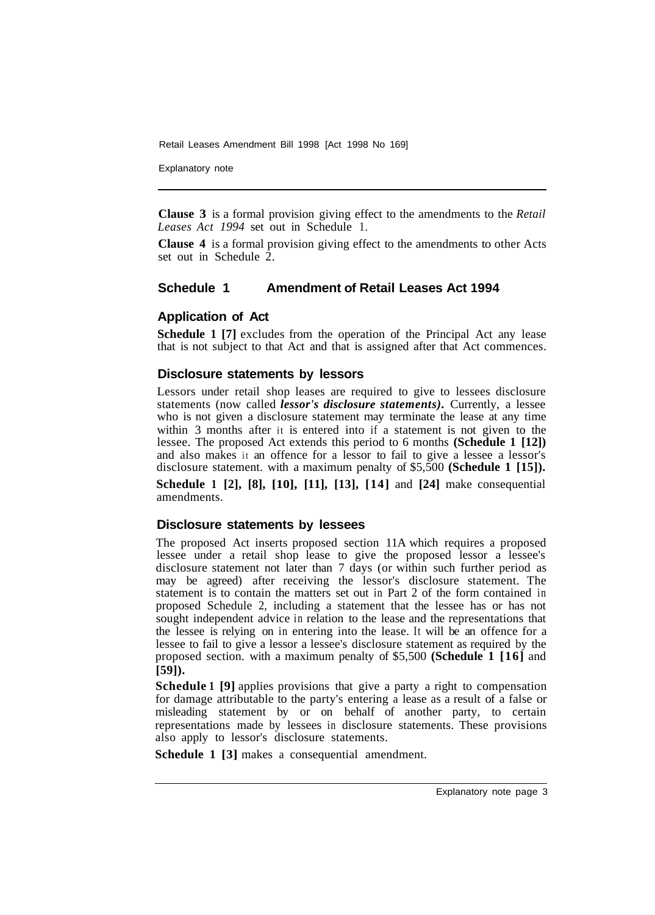**Clause 3** is a formal provision giving effect to the amendments to the *Retail Leases Act 1994* set out in Schedule 1.

**Clause 4** is a formal provision giving effect to the amendments to other Acts set out in Schedule 2.

## Schedule 1 Amendment of Retail Leases Act 1994

### Application of Act

**Schedule 1 [7]** excludes from the operation of the Principal Act any lease that is not subject to that Act and that is assigned after that Act commences.

### Disclosure statements by lessors

Lessors under retail shop leases are required to give to lessees disclosure statements (now called ***lessor's disclosure statements).*** Currently, a lessee who is not given a disclosure statement may terminate the lease at any time within 3 months after it is entered into if a statement is not given to the lessee. The proposed Act extends this period to 6 months **(Schedule 1 [12])** and also makes it an offence for a lessor to fail to give a lessee a lessor's disclosure statement. with a maximum penalty of $5,500 **(Schedule 1 [15]).**

**Schedule 1 [2], [8], [10], [11], [13], [14]** and **[24]** make consequential amendments.

### Disclosure statements by lessees

The proposed Act inserts proposed section 11A which requires a proposed lessee under a retail shop lease to give the proposed lessor a lessee's disclosure statement not later than 7 days (or within such further period as may be agreed) after receiving the lessor's disclosure statement. The statement is to contain the matters set out in Part 2 of the form contained in proposed Schedule 2, including a statement that the lessee has or has not sought independent advice in relation to the lease and the representations that the lessee is relying on in entering into the lease. It will be an offence for a lessee to fail to give a lessor a lessee's disclosure statement as required by the proposed section. with a maximum penalty of $5,500 **(Schedule 1 [16]** and **[59]).**

**Schedule 1 [9]** applies provisions that give a party a right to compensation for damage attributable to the party's entering a lease as a result of a false or misleading statement by or on behalf of another party, to certain representations made by lessees in disclosure statements. These provisions also apply to lessor's disclosure statements.

**Schedule 1 [3]** makes a consequential amendment.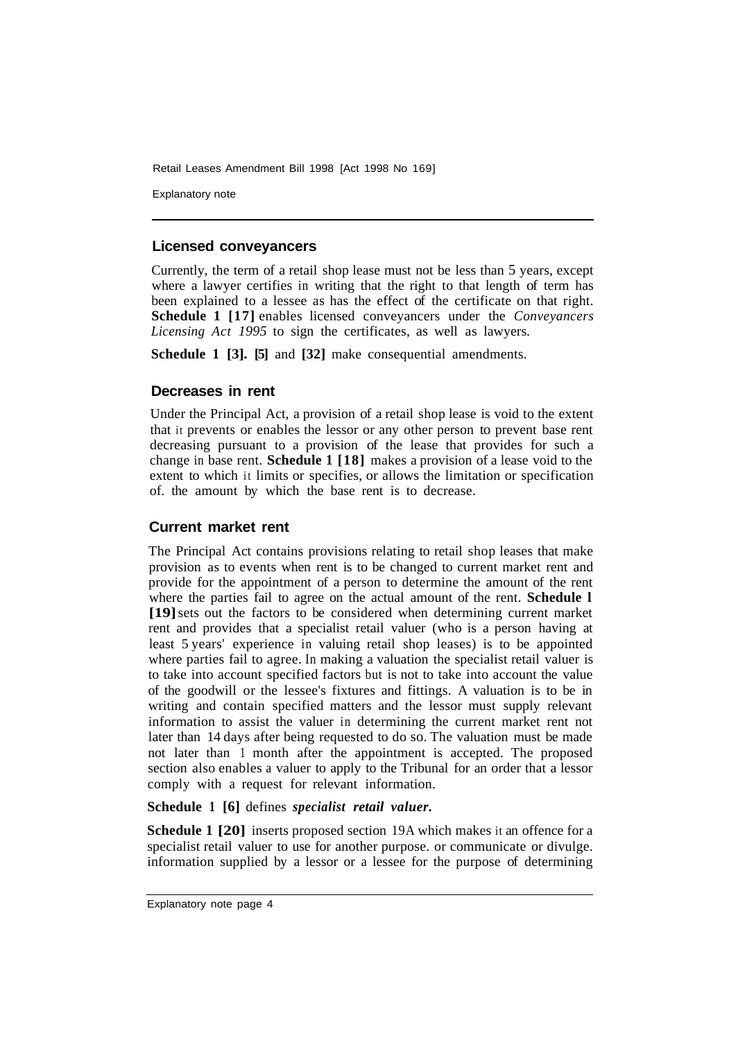## Licensed conveyancers

Currently, the term of a retail shop lease must not be less than 5 years, except where a lawyer certifies in writing that the right to that length of term has been explained to a lessee as has the effect of the certificate on that right. **Schedule 1 [17]** enables licensed conveyancers under the *Conveyancers Licensing Act 1995* to sign the certificates, as well as lawyers.

**Schedule 1 [3]. [5]** and **[32]** make consequential amendments.

## Decreases in rent

Under the Principal Act, a provision of a retail shop lease is void to the extent that it prevents or enables the lessor or any other person to prevent base rent decreasing pursuant to a provision of the lease that provides for such a change in base rent. **Schedule 1 [18]** makes a provision of a lease void to the extent to which it limits or specifies, or allows the limitation or specification of. the amount by which the base rent is to decrease.

## Current market rent

The Principal Act contains provisions relating to retail shop leases that make provision as to events when rent is to be changed to current market rent and provide for the appointment of a person to determine the amount of the rent where the parties fail to agree on the actual amount of the rent. **Schedule 1 [19]** sets out the factors to be considered when determining current market rent and provides that a specialist retail valuer (who is a person having at least 5 years' experience in valuing retail shop leases) is to be appointed where parties fail to agree. In making a valuation the specialist retail valuer is to take into account specified factors but is not to take into account the value of the goodwill or the lessee's fixtures and fittings. A valuation is to be in writing and contain specified matters and the lessor must supply relevant information to assist the valuer in determining the current market rent not later than 14 days after being requested to do so. The valuation must be made not later than 1 month after the appointment is accepted. The proposed section also enables a valuer to apply to the Tribunal for an order that a lessor comply with a request for relevant information.

**Schedule 1 [6]** defines ***specialist retail valuer.***

**Schedule 1 [20]** inserts proposed section 19A which makes it an offence for a specialist retail valuer to use for another purpose. or communicate or divulge. information supplied by a lessor or a lessee for the purpose of determining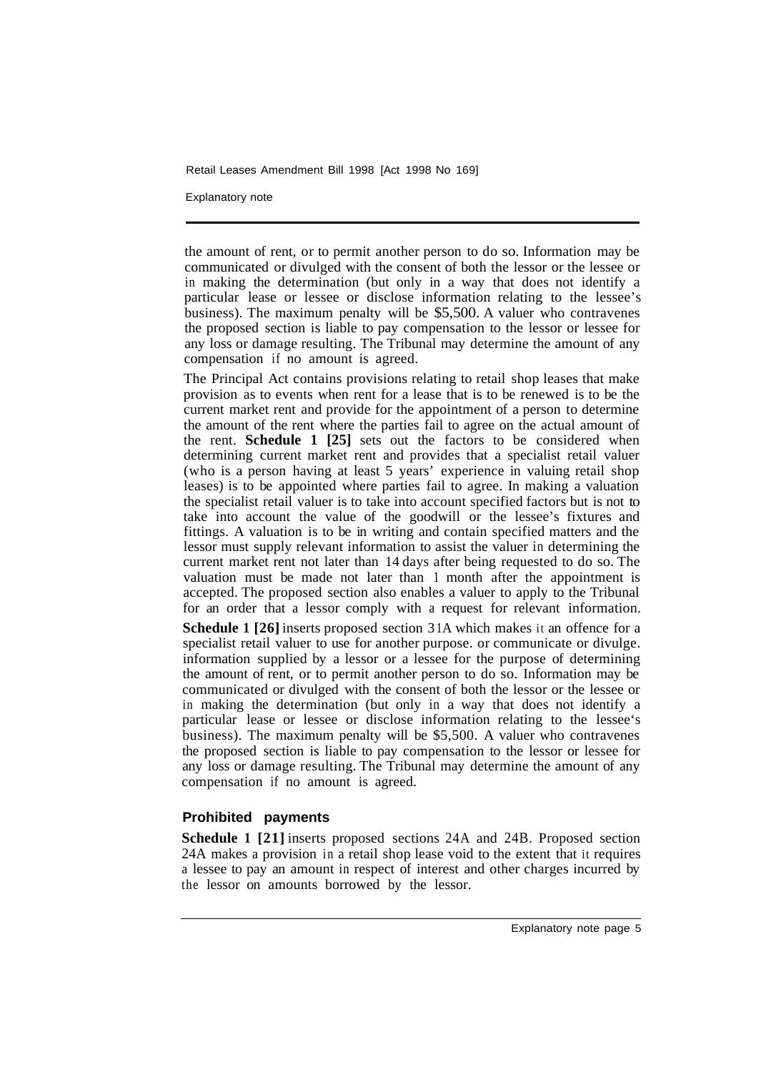the amount of rent, or to permit another person to do so. Information may be communicated or divulged with the consent of both the lessor or the lessee or in making the determination (but only in a way that does not identify a particular lease or lessee or disclose information relating to the lessee's business). The maximum penalty will be $5,500. A valuer who contravenes the proposed section is liable to pay compensation to the lessor or lessee for any loss or damage resulting. The Tribunal may determine the amount of any compensation if no amount is agreed.

The Principal Act contains provisions relating to retail shop leases that make provision as to events when rent for a lease that is to be renewed is to be the current market rent and provide for the appointment of a person to determine the amount of the rent where the parties fail to agree on the actual amount of the rent. **Schedule 1 [25]** sets out the factors to be considered when determining current market rent and provides that a specialist retail valuer (who is a person having at least 5 years' experience in valuing retail shop leases) is to be appointed where parties fail to agree. In making a valuation the specialist retail valuer is to take into account specified factors but is not to take into account the value of the goodwill or the lessee's fixtures and fittings. A valuation is to be in writing and contain specified matters and the lessor must supply relevant information to assist the valuer in determining the current market rent not later than 14 days after being requested to do so. The valuation must be made not later than 1 month after the appointment is accepted. The proposed section also enables a valuer to apply to the Tribunal for an order that a lessor comply with a request for relevant information.

**Schedule 1 [26]** inserts proposed section 31A which makes it an offence for a specialist retail valuer to use for another purpose. or communicate or divulge. information supplied by a lessor or a lessee for the purpose of determining the amount of rent, or to permit another person to do so. Information may be communicated or divulged with the consent of both the lessor or the lessee or in making the determination (but only in a way that does not identify a particular lease or lessee or disclose information relating to the lessee's business). The maximum penalty will be $5,500. A valuer who contravenes the proposed section is liable to pay compensation to the lessor or lessee for any loss or damage resulting. The Tribunal may determine the amount of any compensation if no amount is agreed.

### Prohibited payments

**Schedule 1 [21]** inserts proposed sections 24A and 24B. Proposed section 24A makes a provision in a retail shop lease void to the extent that it requires a lessee to pay an amount in respect of interest and other charges incurred by the lessor on amounts borrowed by the lessor.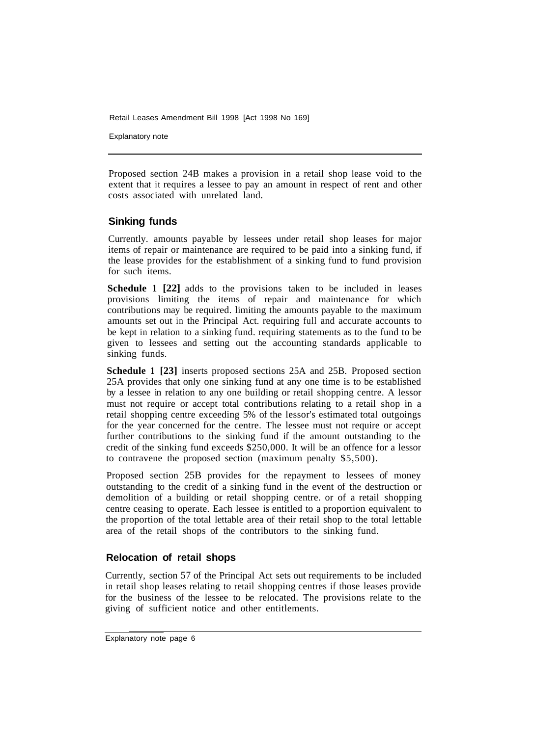Proposed section 24B makes a provision in a retail shop lease void to the extent that it requires a lessee to pay an amount in respect of rent and other costs associated with unrelated land.

## Sinking funds

Currently. amounts payable by lessees under retail shop leases for major items of repair or maintenance are required to be paid into a sinking fund, if the lease provides for the establishment of a sinking fund to fund provision for such items.

**Schedule 1 [22]** adds to the provisions taken to be included in leases provisions limiting the items of repair and maintenance for which contributions may be required. limiting the amounts payable to the maximum amounts set out in the Principal Act. requiring full and accurate accounts to be kept in relation to a sinking fund. requiring statements as to the fund to be given to lessees and setting out the accounting standards applicable to sinking funds.

**Schedule 1 [23]** inserts proposed sections 25A and 25B. Proposed section 25A provides that only one sinking fund at any one time is to be established by a lessee in relation to any one building or retail shopping centre. A lessor must not require or accept total contributions relating to a retail shop in a retail shopping centre exceeding 5% of the lessor's estimated total outgoings for the year concerned for the centre. The lessee must not require or accept further contributions to the sinking fund if the amount outstanding to the credit of the sinking fund exceeds $250,000. It will be an offence for a lessor to contravene the proposed section (maximum penalty $5,500).

Proposed section 25B provides for the repayment to lessees of money outstanding to the credit of a sinking fund in the event of the destruction or demolition of a building or retail shopping centre. or of a retail shopping centre ceasing to operate. Each lessee is entitled to a proportion equivalent to the proportion of the total lettable area of their retail shop to the total lettable area of the retail shops of the contributors to the sinking fund.

## Relocation of retail shops

Currently, section 57 of the Principal Act sets out requirements to be included in retail shop leases relating to retail shopping centres if those leases provide for the business of the lessee to be relocated. The provisions relate to the giving of sufficient notice and other entitlements.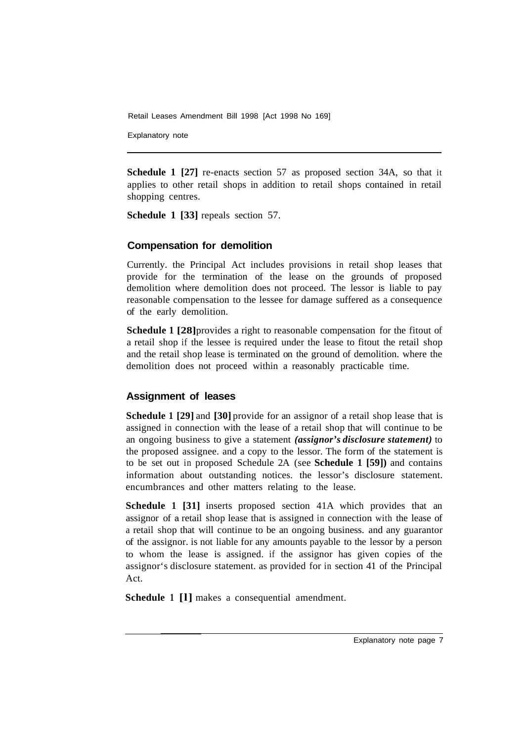**Schedule 1 [27]** re-enacts section 57 as proposed section 34A, so that it applies to other retail shops in addition to retail shops contained in retail shopping centres.

**Schedule 1 [33]** repeals section 57.

## Compensation for demolition

Currently. the Principal Act includes provisions in retail shop leases that provide for the termination of the lease on the grounds of proposed demolition where demolition does not proceed. The lessor is liable to pay reasonable compensation to the lessee for damage suffered as a consequence of the early demolition.

**Schedule 1 [28]** provides a right to reasonable compensation for the fitout of a retail shop if the lessee is required under the lease to fitout the retail shop and the retail shop lease is terminated on the ground of demolition. where the demolition does not proceed within a reasonably practicable time.

## Assignment of leases

**Schedule 1 [29]** and **[30]** provide for an assignor of a retail shop lease that is assigned in connection with the lease of a retail shop that will continue to be an ongoing business to give a statement ***(assignor's disclosure statement)*** to the proposed assignee. and a copy to the lessor. The form of the statement is to be set out in proposed Schedule 2A (see **Schedule 1 [59])** and contains information about outstanding notices. the lessor's disclosure statement. encumbrances and other matters relating to the lease.

**Schedule 1 [31]** inserts proposed section 41A which provides that an assignor of a retail shop lease that is assigned in connection with the lease of a retail shop that will continue to be an ongoing business. and any guarantor of the assignor. is not liable for any amounts payable to the lessor by a person to whom the lease is assigned. if the assignor has given copies of the assignor's disclosure statement. as provided for in section 41 of the Principal Act.

**Schedule 1 [1]** makes a consequential amendment.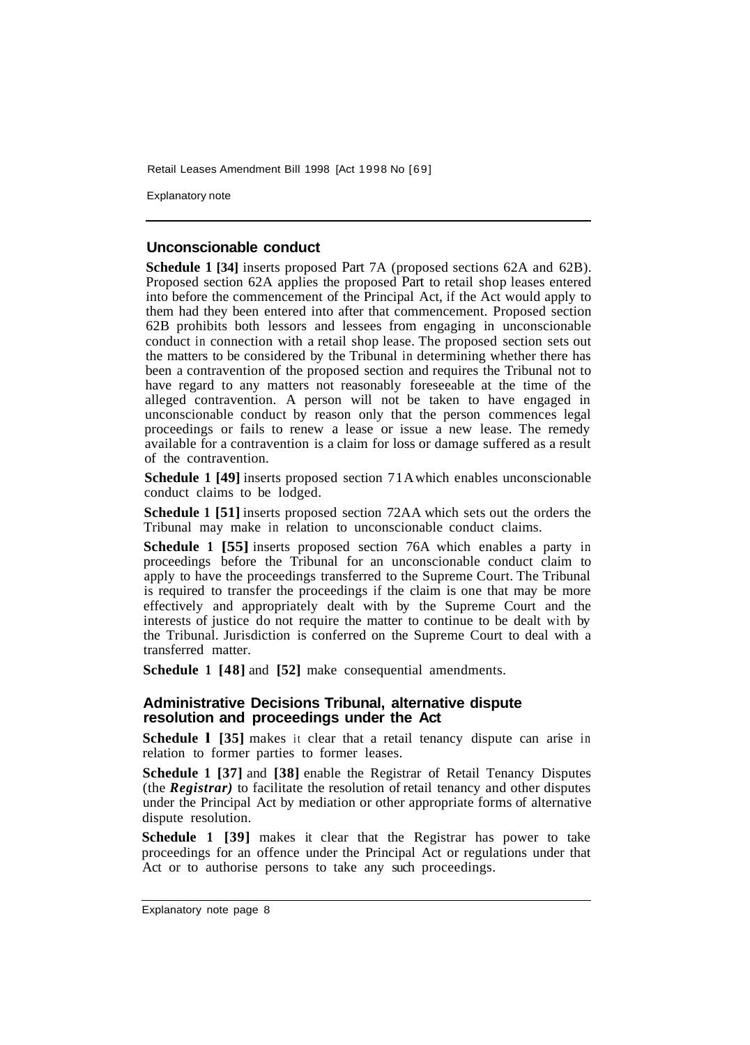## Unconscionable conduct

**Schedule 1 [34]** inserts proposed Part 7A (proposed sections 62A and 62B). Proposed section 62A applies the proposed Part to retail shop leases entered into before the commencement of the Principal Act, if the Act would apply to them had they been entered into after that commencement. Proposed section 62B prohibits both lessors and lessees from engaging in unconscionable conduct in connection with a retail shop lease. The proposed section sets out the matters to be considered by the Tribunal in determining whether there has been a contravention of the proposed section and requires the Tribunal not to have regard to any matters not reasonably foreseeable at the time of the alleged contravention. A person will not be taken to have engaged in unconscionable conduct by reason only that the person commences legal proceedings or fails to renew a lease or issue a new lease. The remedy available for a contravention is a claim for loss or damage suffered as a result of the contravention.

**Schedule 1 [49]** inserts proposed section 71A which enables unconscionable conduct claims to be lodged.

**Schedule 1 [51]** inserts proposed section 72AA which sets out the orders the Tribunal may make in relation to unconscionable conduct claims.

**Schedule 1 [55]** inserts proposed section 76A which enables a party in proceedings before the Tribunal for an unconscionable conduct claim to apply to have the proceedings transferred to the Supreme Court. The Tribunal is required to transfer the proceedings if the claim is one that may be more effectively and appropriately dealt with by the Supreme Court and the interests of justice do not require the matter to continue to be dealt with by the Tribunal. Jurisdiction is conferred on the Supreme Court to deal with a transferred matter.

**Schedule 1 [48]** and **[52]** make consequential amendments.

## Administrative Decisions Tribunal, alternative dispute resolution and proceedings under the Act

**Schedule 1 [35]** makes it clear that a retail tenancy dispute can arise in relation to former parties to former leases.

**Schedule 1 [37]** and **[38]** enable the Registrar of Retail Tenancy Disputes (the ***Registrar)*** to facilitate the resolution of retail tenancy and other disputes under the Principal Act by mediation or other appropriate forms of alternative dispute resolution.

**Schedule 1 [39]** makes it clear that the Registrar has power to take proceedings for an offence under the Principal Act or regulations under that Act or to authorise persons to take any such proceedings.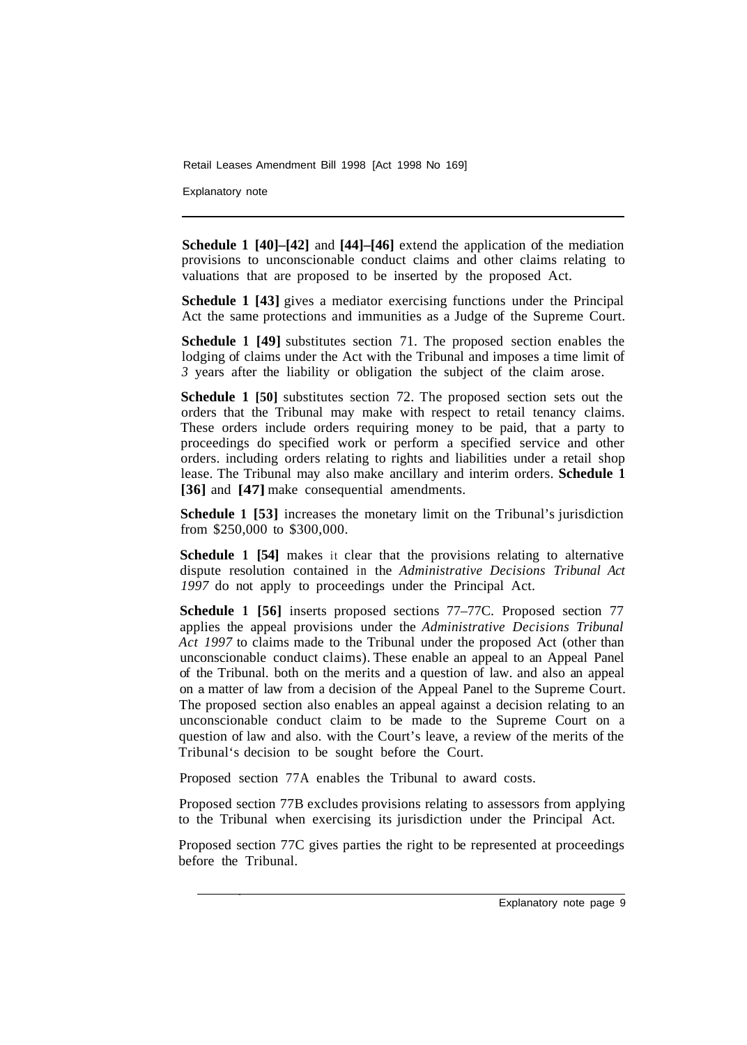**Schedule 1 [40]–[42]** and **[44]–[46]** extend the application of the mediation provisions to unconscionable conduct claims and other claims relating to valuations that are proposed to be inserted by the proposed Act.

**Schedule 1 [43]** gives a mediator exercising functions under the Principal Act the same protections and immunities as a Judge of the Supreme Court.

**Schedule 1 [49]** substitutes section 71. The proposed section enables the lodging of claims under the Act with the Tribunal and imposes a time limit of *3* years after the liability or obligation the subject of the claim arose.

**Schedule 1 [50]** substitutes section 72. The proposed section sets out the orders that the Tribunal may make with respect to retail tenancy claims. These orders include orders requiring money to be paid, that a party to proceedings do specified work or perform a specified service and other orders. including orders relating to rights and liabilities under a retail shop lease. The Tribunal may also make ancillary and interim orders. **Schedule 1 [36]** and **[47]** make consequential amendments.

**Schedule 1 [53]** increases the monetary limit on the Tribunal's jurisdiction from $250,000 to $300,000.

**Schedule 1 [54]** makes it clear that the provisions relating to alternative dispute resolution contained in the *Administrative Decisions Tribunal Act 1997* do not apply to proceedings under the Principal Act.

**Schedule 1 [56]** inserts proposed sections 77–77C. Proposed section 77 applies the appeal provisions under the *Administrative Decisions Tribunal Act 1997* to claims made to the Tribunal under the proposed Act (other than unconscionable conduct claims). These enable an appeal to an Appeal Panel of the Tribunal. both on the merits and a question of law. and also an appeal on a matter of law from a decision of the Appeal Panel to the Supreme Court. The proposed section also enables an appeal against a decision relating to an unconscionable conduct claim to be made to the Supreme Court on a question of law and also. with the Court's leave, a review of the merits of the Tribunal's decision to be sought before the Court.

Proposed section 77A enables the Tribunal to award costs.

Proposed section 77B excludes provisions relating to assessors from applying to the Tribunal when exercising its jurisdiction under the Principal Act.

Proposed section 77C gives parties the right to be represented at proceedings before the Tribunal.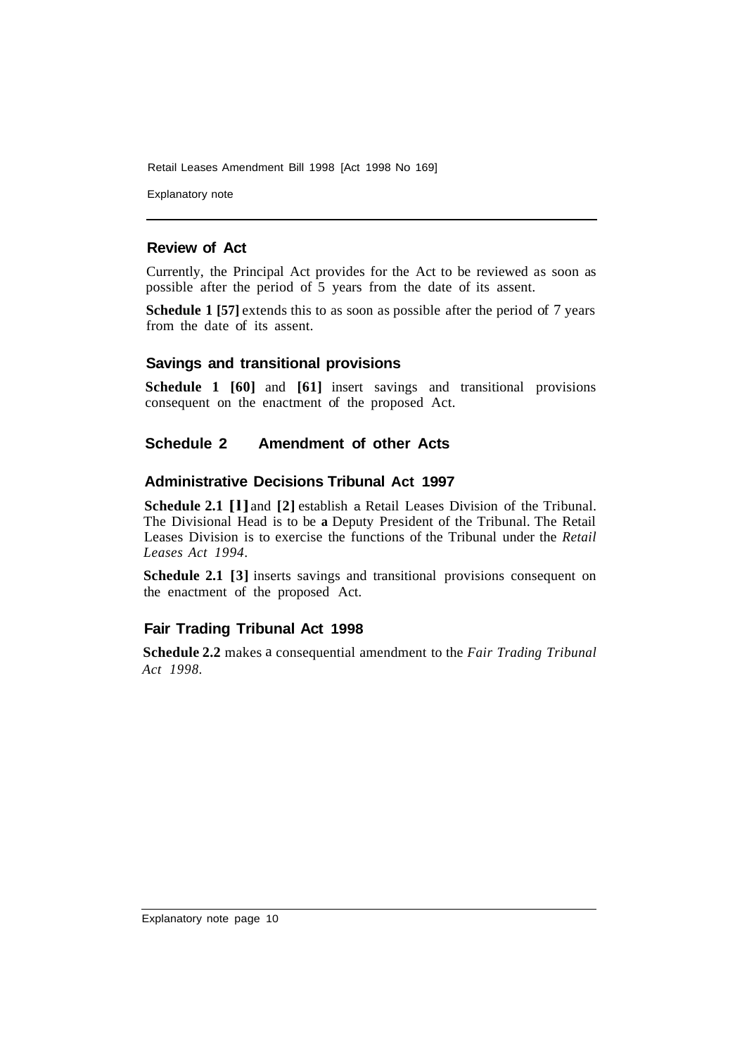## Review of Act

Currently, the Principal Act provides for the Act to be reviewed as soon as possible after the period of 5 years from the date of its assent.

**Schedule 1 [57]** extends this to as soon as possible after the period of 7 years from the date of its assent.

## Savings and transitional provisions

**Schedule 1 [60]** and **[61]** insert savings and transitional provisions consequent on the enactment of the proposed Act.

# Schedule 2 Amendment of other Acts

## Administrative Decisions Tribunal Act 1997

**Schedule 2.1 [1]** and **[2]** establish a Retail Leases Division of the Tribunal. The Divisional Head is to be **a** Deputy President of the Tribunal. The Retail Leases Division is to exercise the functions of the Tribunal under the *Retail Leases Act 1994*.

**Schedule 2.1 [3]** inserts savings and transitional provisions consequent on the enactment of the proposed Act.

## Fair Trading Tribunal Act 1998

**Schedule 2.2** makes a consequential amendment to the *Fair Trading Tribunal Act 1998*.